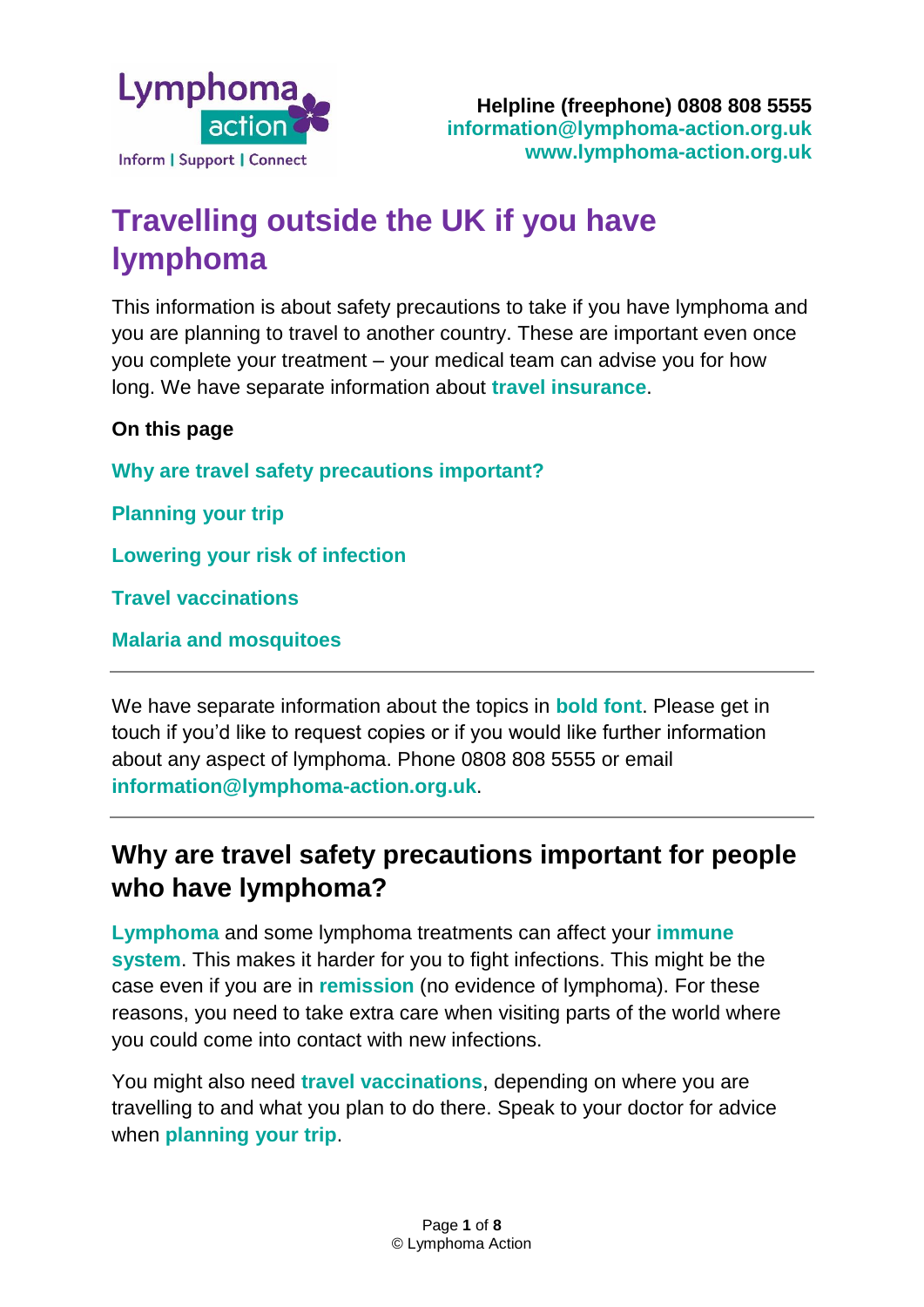Lymphoma action

Inform | Support | Connect

**Helpline (freephone) 0808 808 5555**
**information@lymphoma-action.org.uk**
**www.lymphoma-action.org.uk**

# Travelling outside the UK if you have lymphoma

This information is about safety precautions to take if you have lymphoma and you are planning to travel to another country. These are important even once you complete your treatment – your medical team can advise you for how long. We have separate information about **travel insurance**.

**On this page**

**Why are travel safety precautions important?**

**Planning your trip**

**Lowering your risk of infection**

**Travel vaccinations**

**Malaria and mosquitoes**

---

We have separate information about the topics in **bold font**. Please get in touch if you'd like to request copies or if you would like further information about any aspect of lymphoma. Phone 0808 808 5555 or email **information@lymphoma-action.org.uk**.

---

## Why are travel safety precautions important for people who have lymphoma?

**Lymphoma** and some lymphoma treatments can affect your **immune system**. This makes it harder for you to fight infections. This might be the case even if you are in **remission** (no evidence of lymphoma). For these reasons, you need to take extra care when visiting parts of the world where you could come into contact with new infections.

You might also need **travel vaccinations**, depending on where you are travelling to and what you plan to do there. Speak to your doctor for advice when **planning your trip**.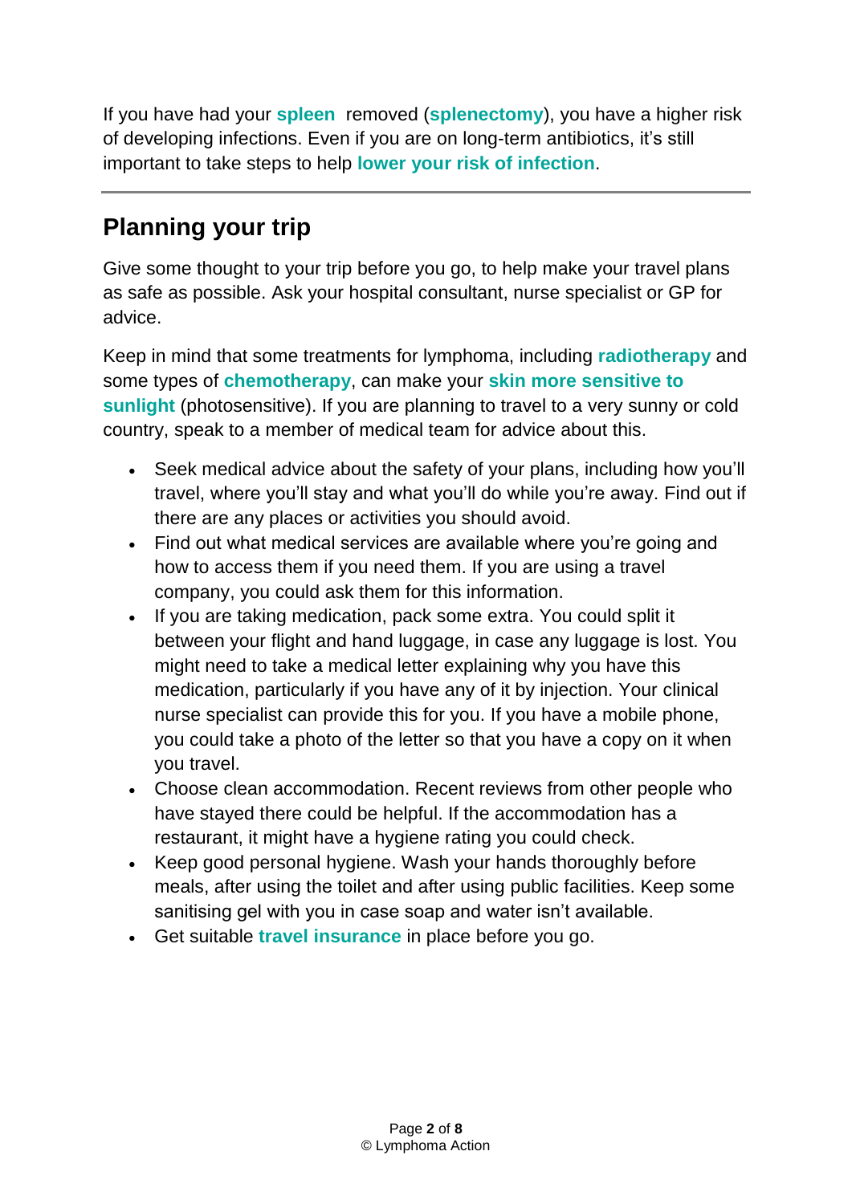If you have had your **spleen** removed (**splenectomy**), you have a higher risk of developing infections. Even if you are on long-term antibiotics, it's still important to take steps to help **lower your risk of infection**.

---

## Planning your trip

Give some thought to your trip before you go, to help make your travel plans as safe as possible. Ask your hospital consultant, nurse specialist or GP for advice.

Keep in mind that some treatments for lymphoma, including **radiotherapy** and some types of **chemotherapy**, can make your **skin more sensitive to sunlight** (photosensitive). If you are planning to travel to a very sunny or cold country, speak to a member of medical team for advice about this.

- Seek medical advice about the safety of your plans, including how you'll travel, where you'll stay and what you'll do while you're away. Find out if there are any places or activities you should avoid.
- Find out what medical services are available where you're going and how to access them if you need them. If you are using a travel company, you could ask them for this information.
- If you are taking medication, pack some extra. You could split it between your flight and hand luggage, in case any luggage is lost. You might need to take a medical letter explaining why you have this medication, particularly if you have any of it by injection. Your clinical nurse specialist can provide this for you. If you have a mobile phone, you could take a photo of the letter so that you have a copy on it when you travel.
- Choose clean accommodation. Recent reviews from other people who have stayed there could be helpful. If the accommodation has a restaurant, it might have a hygiene rating you could check.
- Keep good personal hygiene. Wash your hands thoroughly before meals, after using the toilet and after using public facilities. Keep some sanitising gel with you in case soap and water isn't available.
- Get suitable **travel insurance** in place before you go.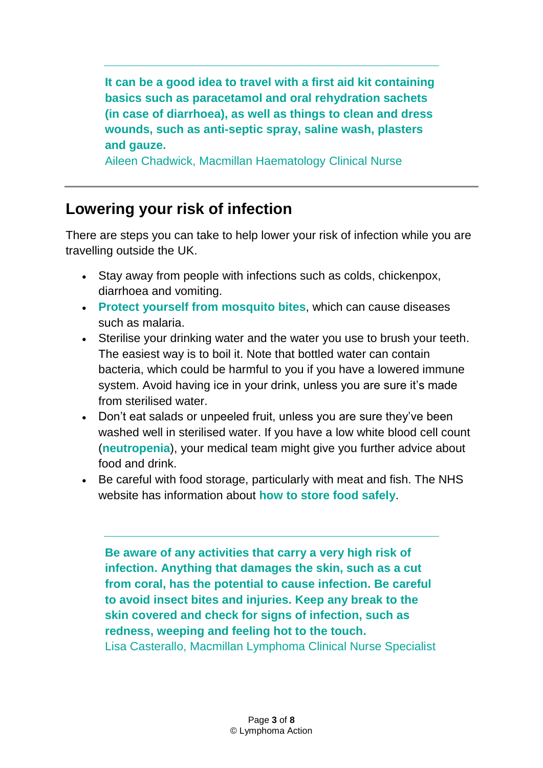**It can be a good idea to travel with a first aid kit containing basics such as paracetamol and oral rehydration sachets (in case of diarrhoea), as well as things to clean and dress wounds, such as anti-septic spray, saline wash, plasters and gauze.**

Aileen Chadwick, Macmillan Haematology Clinical Nurse

---

## Lowering your risk of infection

There are steps you can take to help lower your risk of infection while you are travelling outside the UK.

- Stay away from people with infections such as colds, chickenpox, diarrhoea and vomiting.
- **Protect yourself from mosquito bites**, which can cause diseases such as malaria.
- Sterilise your drinking water and the water you use to brush your teeth. The easiest way is to boil it. Note that bottled water can contain bacteria, which could be harmful to you if you have a lowered immune system. Avoid having ice in your drink, unless you are sure it's made from sterilised water.
- Don't eat salads or unpeeled fruit, unless you are sure they've been washed well in sterilised water. If you have a low white blood cell count (**neutropenia**), your medical team might give you further advice about food and drink.
- Be careful with food storage, particularly with meat and fish. The NHS website has information about **how to store food safely**.

---

**Be aware of any activities that carry a very high risk of infection. Anything that damages the skin, such as a cut from coral, has the potential to cause infection. Be careful to avoid insect bites and injuries. Keep any break to the skin covered and check for signs of infection, such as redness, weeping and feeling hot to the touch.**

Lisa Casterallo, Macmillan Lymphoma Clinical Nurse Specialist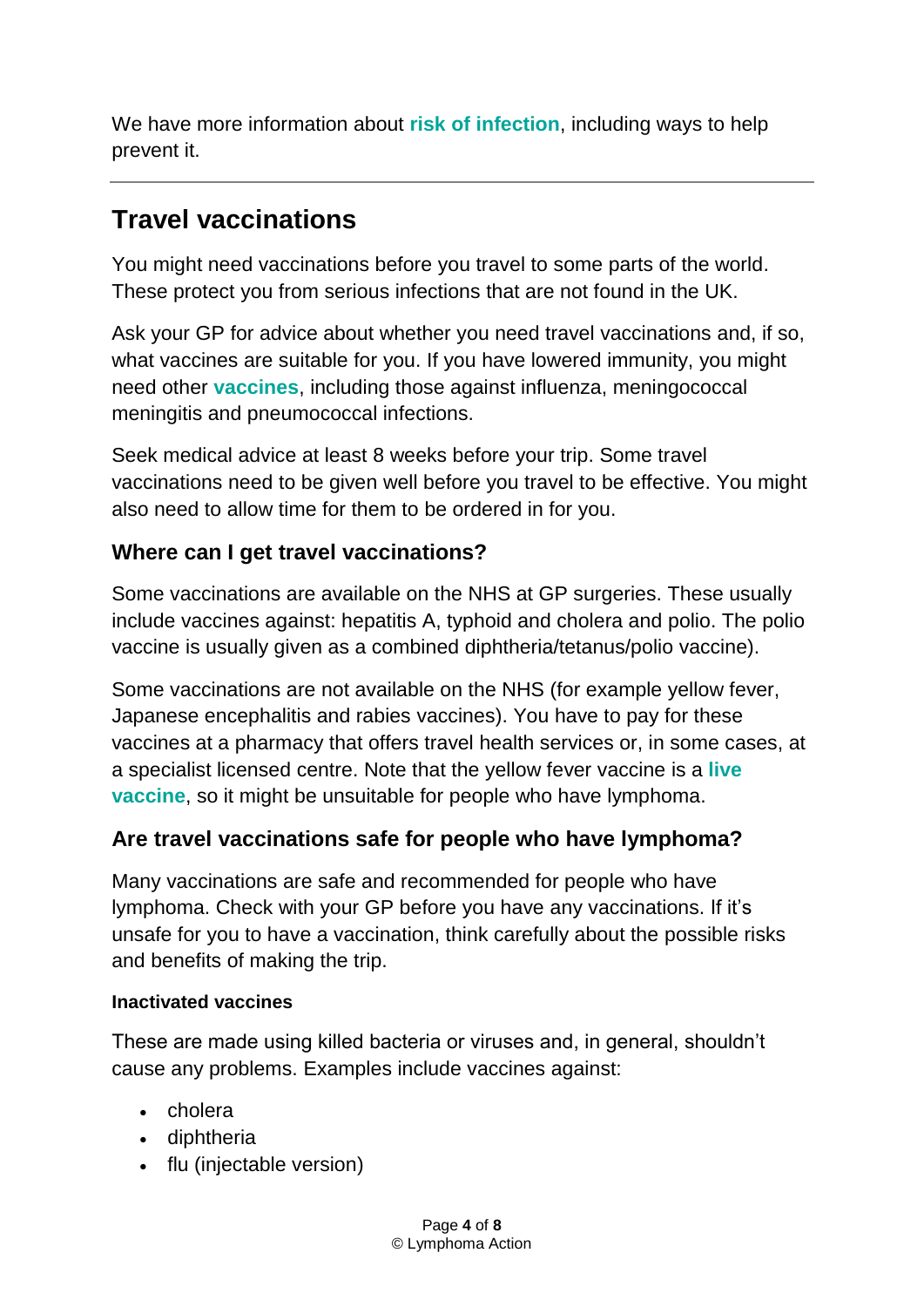We have more information about **risk of infection**, including ways to help prevent it.

---

## Travel vaccinations

You might need vaccinations before you travel to some parts of the world. These protect you from serious infections that are not found in the UK.

Ask your GP for advice about whether you need travel vaccinations and, if so, what vaccines are suitable for you. If you have lowered immunity, you might need other **vaccines**, including those against influenza, meningococcal meningitis and pneumococcal infections.

Seek medical advice at least 8 weeks before your trip. Some travel vaccinations need to be given well before you travel to be effective. You might also need to allow time for them to be ordered in for you.

### Where can I get travel vaccinations?

Some vaccinations are available on the NHS at GP surgeries. These usually include vaccines against: hepatitis A, typhoid and cholera and polio. The polio vaccine is usually given as a combined diphtheria/tetanus/polio vaccine).

Some vaccinations are not available on the NHS (for example yellow fever, Japanese encephalitis and rabies vaccines). You have to pay for these vaccines at a pharmacy that offers travel health services or, in some cases, at a specialist licensed centre. Note that the yellow fever vaccine is a **live vaccine**, so it might be unsuitable for people who have lymphoma.

### Are travel vaccinations safe for people who have lymphoma?

Many vaccinations are safe and recommended for people who have lymphoma. Check with your GP before you have any vaccinations. If it's unsafe for you to have a vaccination, think carefully about the possible risks and benefits of making the trip.

#### Inactivated vaccines

These are made using killed bacteria or viruses and, in general, shouldn't cause any problems. Examples include vaccines against:

- cholera
- diphtheria
- flu (injectable version)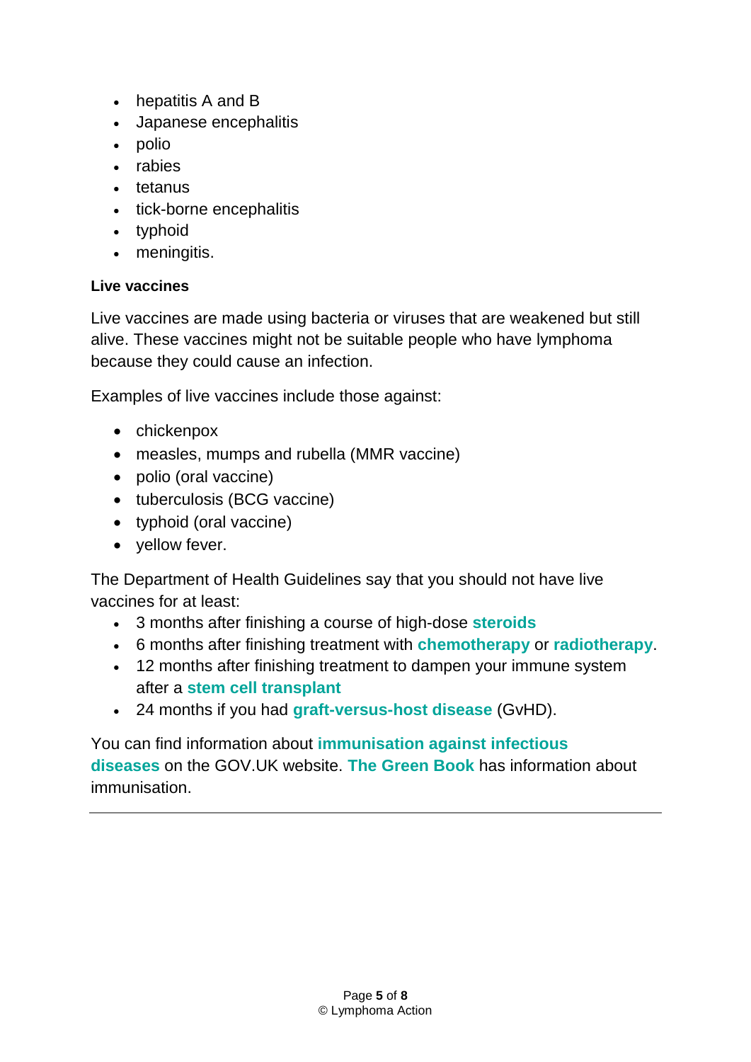- hepatitis A and B
- Japanese encephalitis
- polio
- rabies
- tetanus
- tick-borne encephalitis
- typhoid
- meningitis.

**Live vaccines**

Live vaccines are made using bacteria or viruses that are weakened but still alive. These vaccines might not be suitable people who have lymphoma because they could cause an infection.

Examples of live vaccines include those against:

- chickenpox
- measles, mumps and rubella (MMR vaccine)
- polio (oral vaccine)
- tuberculosis (BCG vaccine)
- typhoid (oral vaccine)
- yellow fever.

The Department of Health Guidelines say that you should not have live vaccines for at least:

- 3 months after finishing a course of high-dose **steroids**
- 6 months after finishing treatment with **chemotherapy** or **radiotherapy**.
- 12 months after finishing treatment to dampen your immune system after a **stem cell transplant**
- 24 months if you had **graft-versus-host disease** (GvHD).

You can find information about **immunisation against infectious diseases** on the GOV.UK website. **The Green Book** has information about immunisation.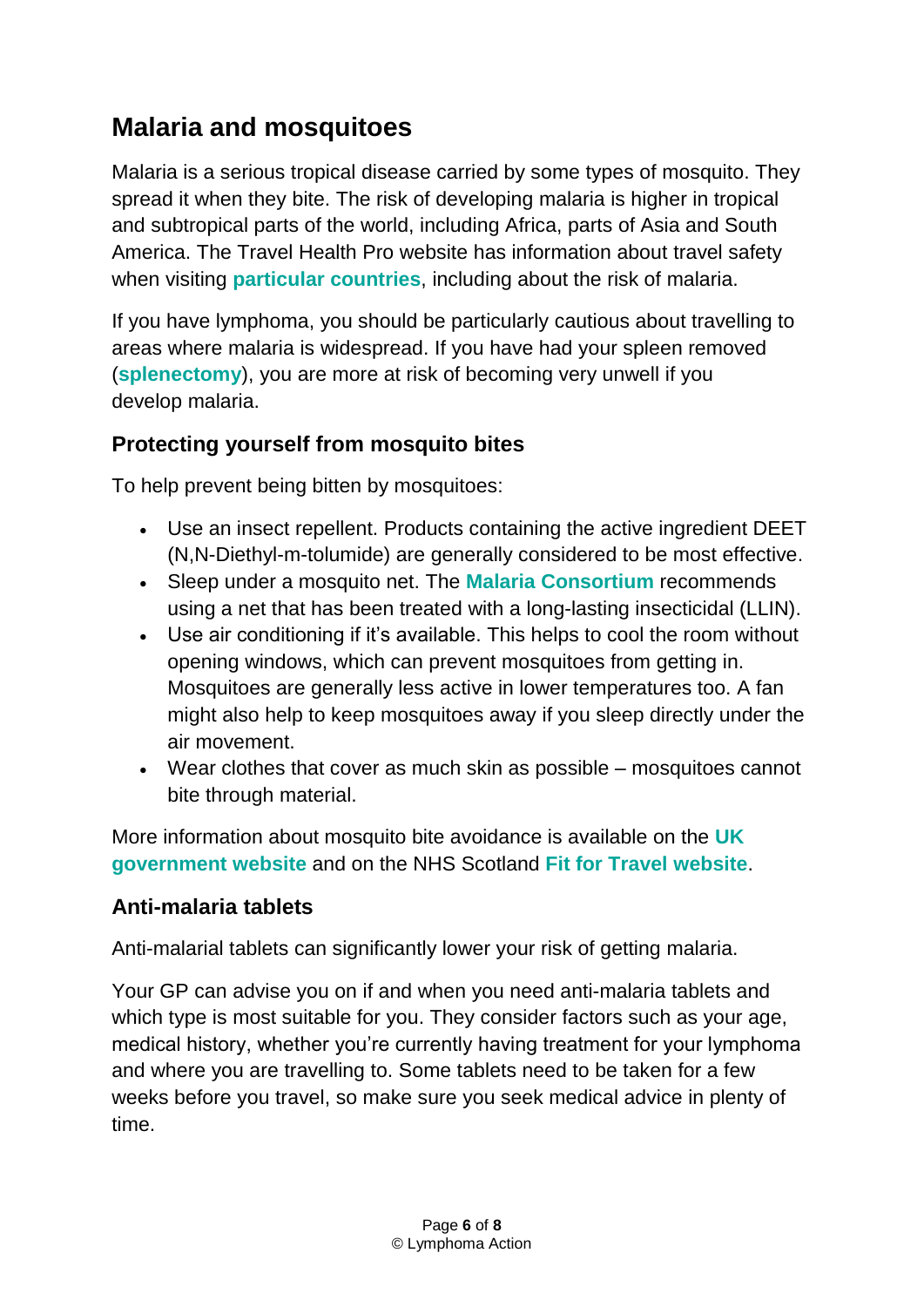## Malaria and mosquitoes

Malaria is a serious tropical disease carried by some types of mosquito. They spread it when they bite. The risk of developing malaria is higher in tropical and subtropical parts of the world, including Africa, parts of Asia and South America. The Travel Health Pro website has information about travel safety when visiting **particular countries**, including about the risk of malaria.

If you have lymphoma, you should be particularly cautious about travelling to areas where malaria is widespread. If you have had your spleen removed (**splenectomy**), you are more at risk of becoming very unwell if you develop malaria.

### Protecting yourself from mosquito bites

To help prevent being bitten by mosquitoes:

- Use an insect repellent. Products containing the active ingredient DEET (N,N-Diethyl-m-tolumide) are generally considered to be most effective.
- Sleep under a mosquito net. The **Malaria Consortium** recommends using a net that has been treated with a long-lasting insecticidal (LLIN).
- Use air conditioning if it's available. This helps to cool the room without opening windows, which can prevent mosquitoes from getting in. Mosquitoes are generally less active in lower temperatures too. A fan might also help to keep mosquitoes away if you sleep directly under the air movement.
- Wear clothes that cover as much skin as possible – mosquitoes cannot bite through material.

More information about mosquito bite avoidance is available on the **UK government website** and on the NHS Scotland **Fit for Travel website**.

### Anti-malaria tablets

Anti-malarial tablets can significantly lower your risk of getting malaria.

Your GP can advise you on if and when you need anti-malaria tablets and which type is most suitable for you. They consider factors such as your age, medical history, whether you're currently having treatment for your lymphoma and where you are travelling to. Some tablets need to be taken for a few weeks before you travel, so make sure you seek medical advice in plenty of time.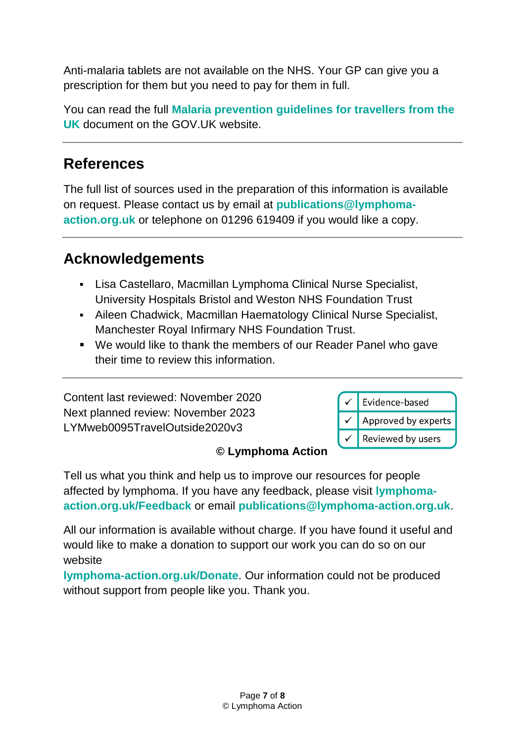Anti-malaria tablets are not available on the NHS. Your GP can give you a prescription for them but you need to pay for them in full.

You can read the full **Malaria prevention guidelines for travellers from the UK** document on the GOV.UK website.

---

## References

The full list of sources used in the preparation of this information is available on request. Please contact us by email at **publications@lymphoma-action.org.uk** or telephone on 01296 619409 if you would like a copy.

---

## Acknowledgements

- Lisa Castellaro, Macmillan Lymphoma Clinical Nurse Specialist, University Hospitals Bristol and Weston NHS Foundation Trust
- Aileen Chadwick, Macmillan Haematology Clinical Nurse Specialist, Manchester Royal Infirmary NHS Foundation Trust.
- We would like to thank the members of our Reader Panel who gave their time to review this information.

---

Content last reviewed: November 2020
Next planned review: November 2023
LYMweb0095TravelOutside2020v3

| ✓ | Evidence-based |
|---|---|
| ✓ | Approved by experts |
| ✓ | Reviewed by users |

**© Lymphoma Action**

Tell us what you think and help us to improve our resources for people affected by lymphoma. If you have any feedback, please visit **lymphoma-action.org.uk/Feedback** or email **publications@lymphoma-action.org.uk**.

All our information is available without charge. If you have found it useful and would like to make a donation to support our work you can do so on our website **lymphoma-action.org.uk/Donate**. Our information could not be produced without support from people like you. Thank you.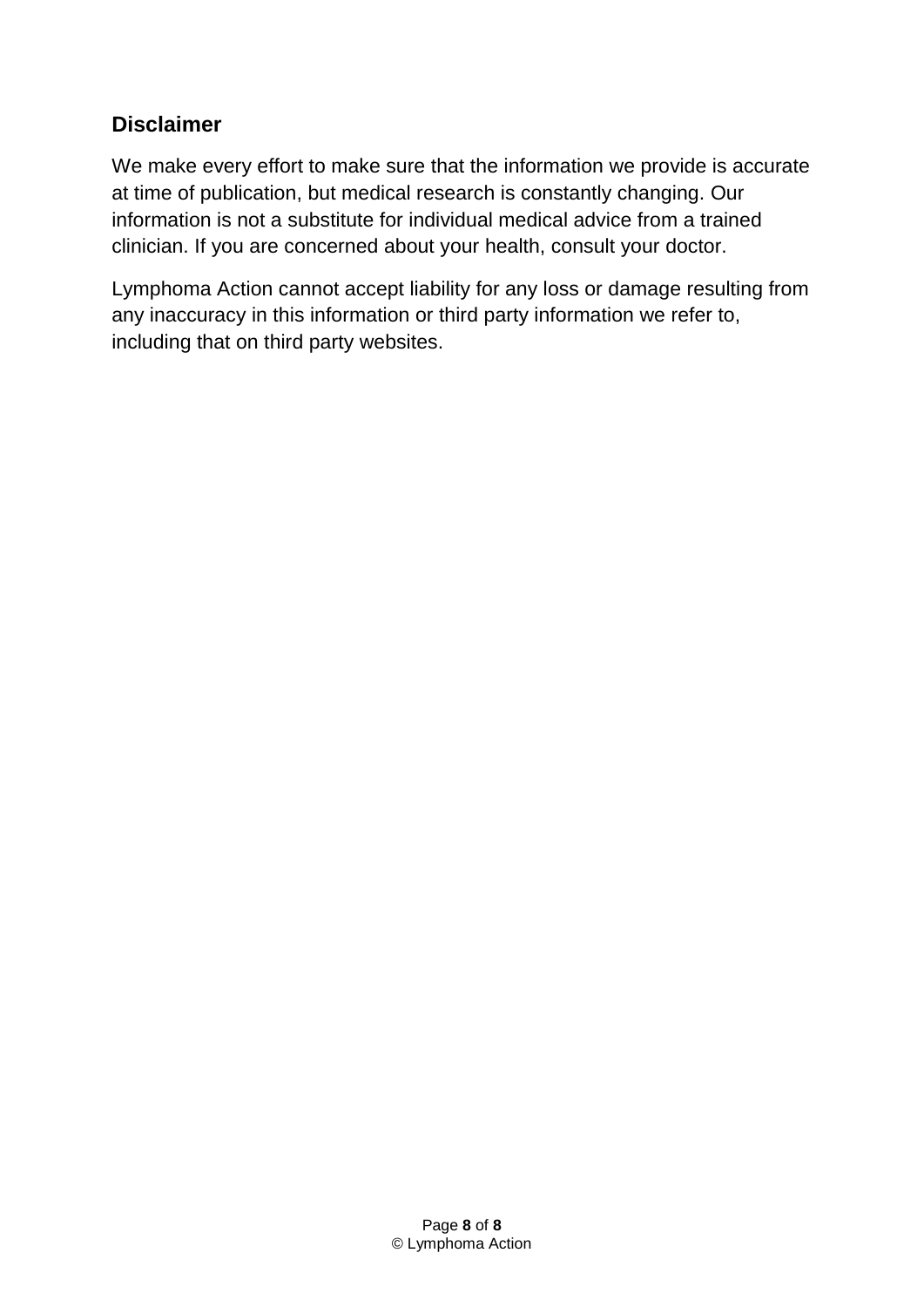## Disclaimer

We make every effort to make sure that the information we provide is accurate at time of publication, but medical research is constantly changing. Our information is not a substitute for individual medical advice from a trained clinician. If you are concerned about your health, consult your doctor.

Lymphoma Action cannot accept liability for any loss or damage resulting from any inaccuracy in this information or third party information we refer to, including that on third party websites.